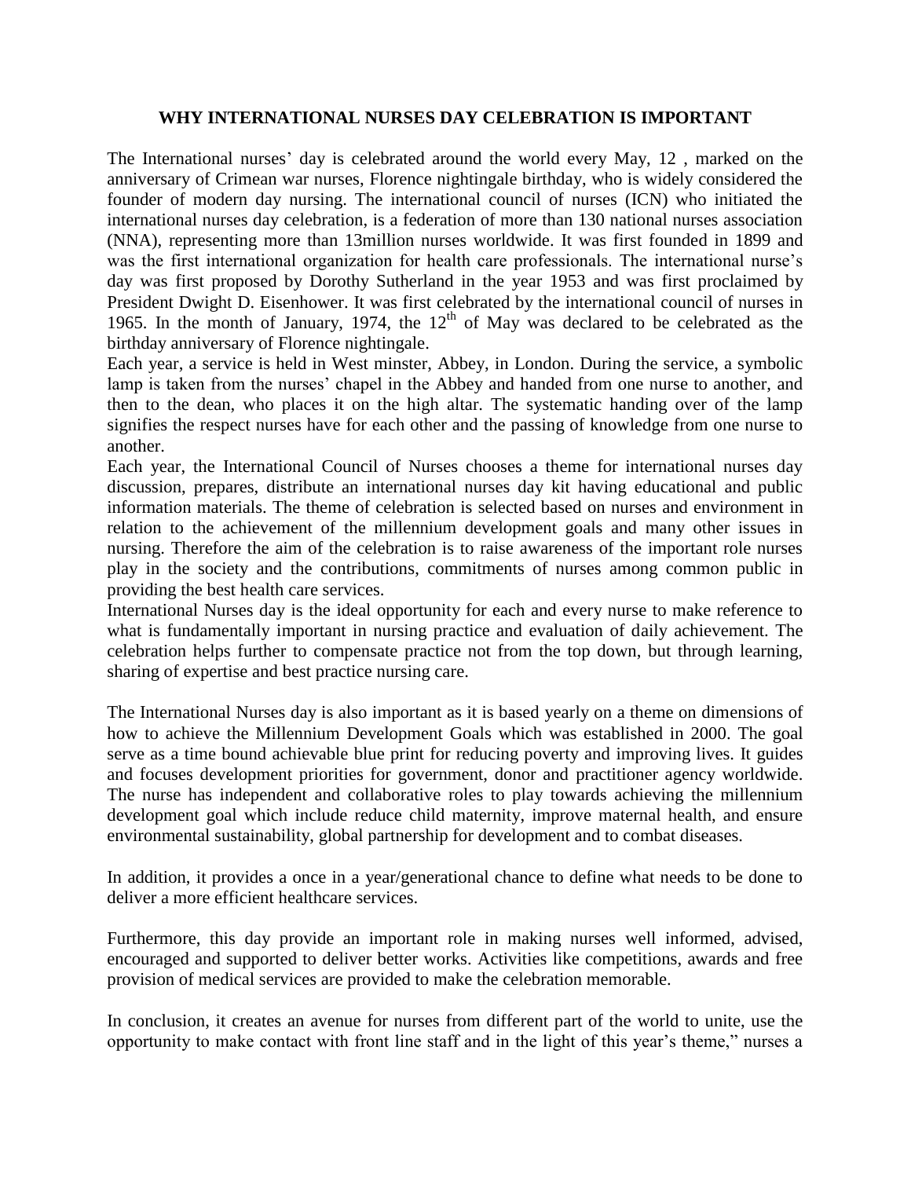**WHY INTERNATIONAL NURSES DAY CELEBRATION IS IMPORTANT**

The International nurses' day is celebrated around the world every May, 12 , marked on the anniversary of Crimean war nurses, Florence nightingale birthday, who is widely considered the founder of modern day nursing. The international council of nurses (ICN) who initiated the international nurses day celebration, is a federation of more than 130 national nurses association (NNA), representing more than 13million nurses worldwide. It was first founded in 1899 and was the first international organization for health care professionals. The international nurse's day was first proposed by Dorothy Sutherland in the year 1953 and was first proclaimed by President Dwight D. Eisenhower. It was first celebrated by the international council of nurses in 1965. In the month of January, 1974, the 12$^{th}$ of May was declared to be celebrated as the birthday anniversary of Florence nightingale.

Each year, a service is held in West minster, Abbey, in London. During the service, a symbolic lamp is taken from the nurses' chapel in the Abbey and handed from one nurse to another, and then to the dean, who places it on the high altar. The systematic handing over of the lamp signifies the respect nurses have for each other and the passing of knowledge from one nurse to another.

Each year, the International Council of Nurses chooses a theme for international nurses day discussion, prepares, distribute an international nurses day kit having educational and public information materials. The theme of celebration is selected based on nurses and environment in relation to the achievement of the millennium development goals and many other issues in nursing. Therefore the aim of the celebration is to raise awareness of the important role nurses play in the society and the contributions, commitments of nurses among common public in providing the best health care services.

International Nurses day is the ideal opportunity for each and every nurse to make reference to what is fundamentally important in nursing practice and evaluation of daily achievement. The celebration helps further to compensate practice not from the top down, but through learning, sharing of expertise and best practice nursing care.

The International Nurses day is also important as it is based yearly on a theme on dimensions of how to achieve the Millennium Development Goals which was established in 2000. The goal serve as a time bound achievable blue print for reducing poverty and improving lives. It guides and focuses development priorities for government, donor and practitioner agency worldwide. The nurse has independent and collaborative roles to play towards achieving the millennium development goal which include reduce child maternity, improve maternal health, and ensure environmental sustainability, global partnership for development and to combat diseases.

In addition, it provides a once in a year/generational chance to define what needs to be done to deliver a more efficient healthcare services.

Furthermore, this day provide an important role in making nurses well informed, advised, encouraged and supported to deliver better works. Activities like competitions, awards and free provision of medical services are provided to make the celebration memorable.

In conclusion, it creates an avenue for nurses from different part of the world to unite, use the opportunity to make contact with front line staff and in the light of this year's theme," nurses a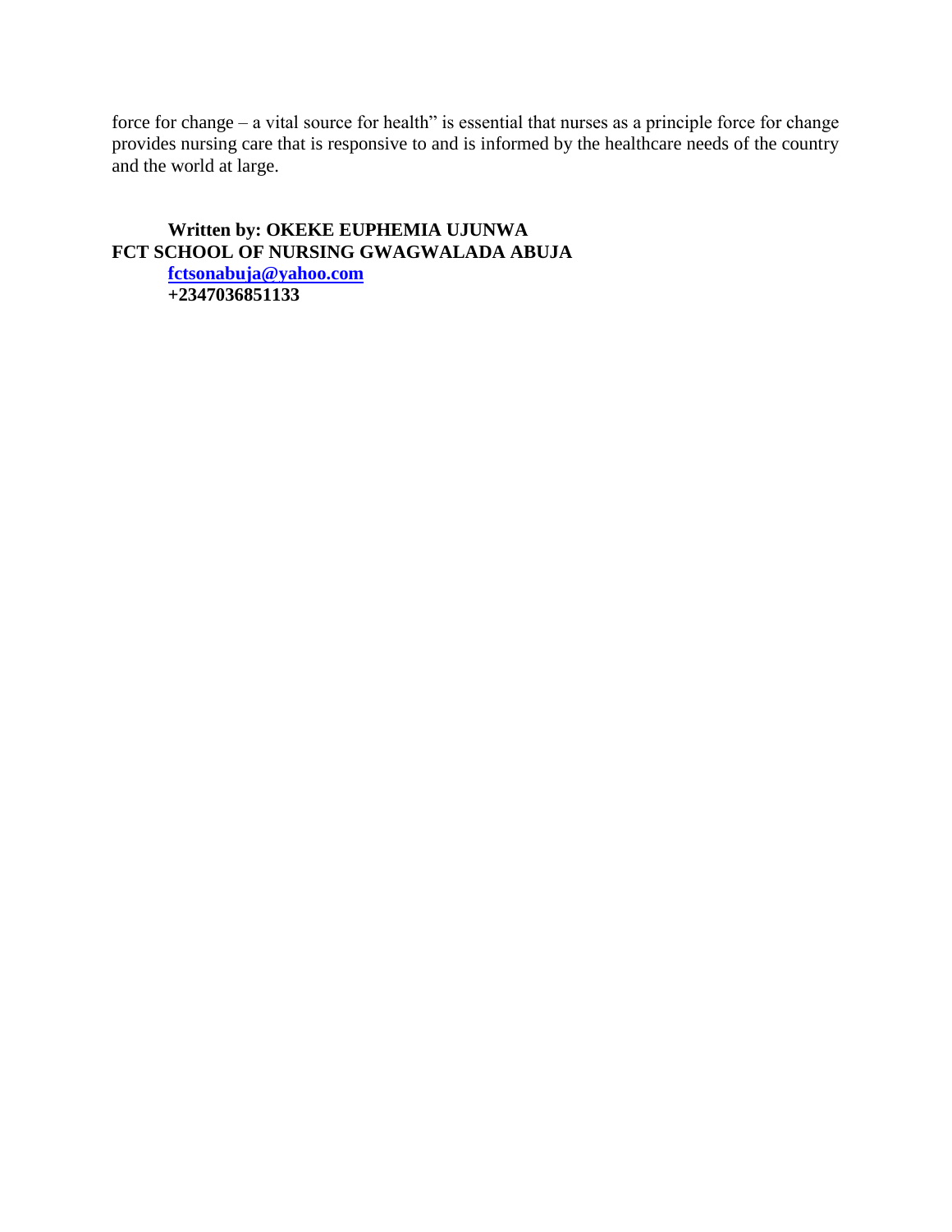force for change – a vital source for health" is essential that nurses as a principle force for change provides nursing care that is responsive to and is informed by the healthcare needs of the country and the world at large.

**Written by: OKEKE EUPHEMIA UJUNWA**
**FCT SCHOOL OF NURSING GWAGWALADA ABUJA**
**fctsonabuja@yahoo.com**
**+2347036851133**